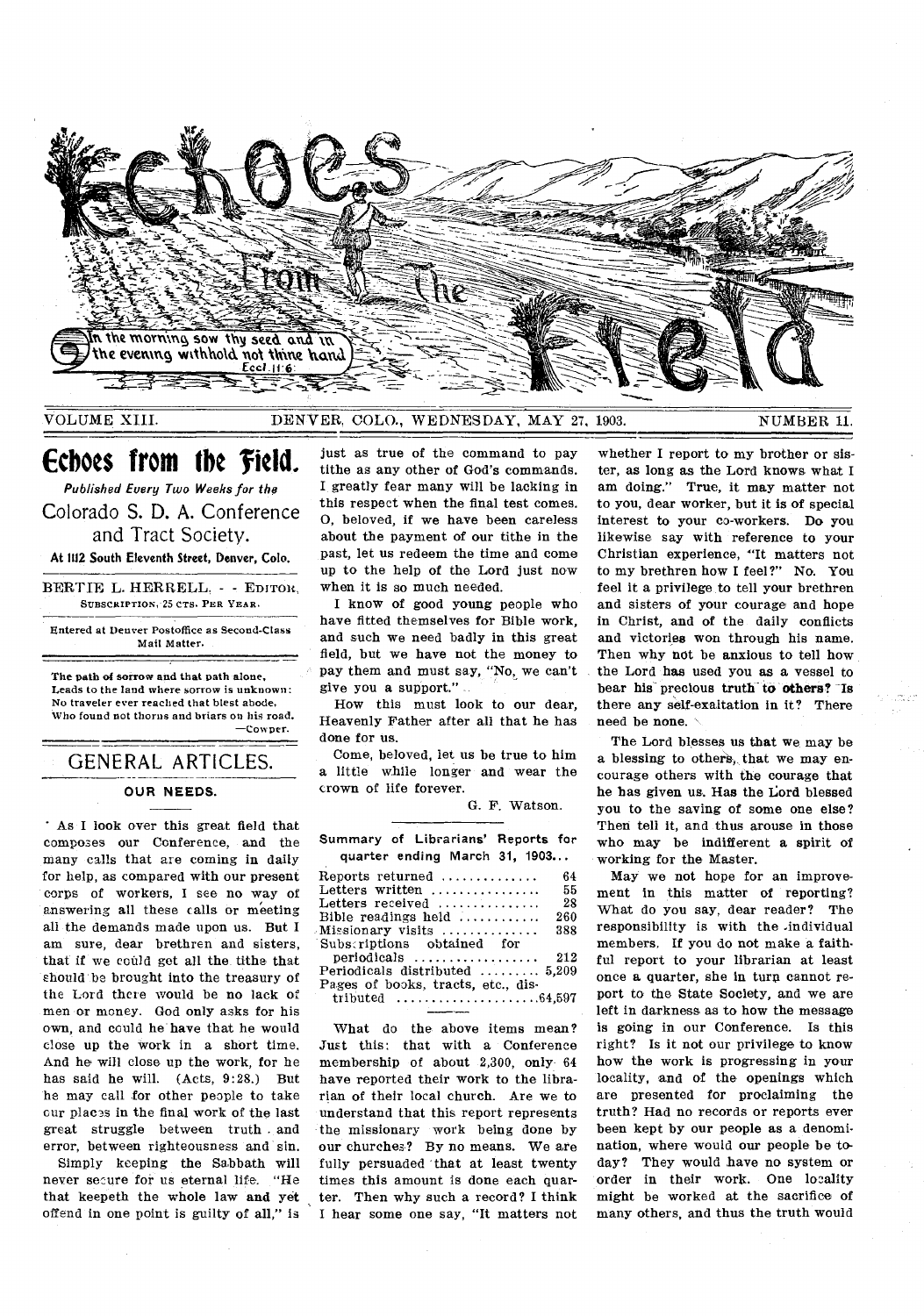# Echoes From The Field

In the morning sow thy seed and in the evening withhold not thine hand. Eccl. 11:6

VOLUME XIII. DENVER, COLO., WEDNESDAY, MAY 27, 1903. NUMBER 11.

## Echoes from the Field.

*Published Every Two Weeks for the*

Colorado S. D. A. Conference and Tract Society.

At 1112 South Eleventh Street, Denver, Colo.

BERTIE L. HERRELL, - - EDITOR.
SUBSCRIPTION, 25 CTS. PER YEAR.

Entered at Denver Postoffice as Second-Class Mail Matter.

The path of sorrow and that path alone,
Leads to the land where sorrow is unknown:
No traveler ever reached that blest abode,
Who found not thorns and briars on his road.
—Cowper.

## GENERAL ARTICLES.

### OUR NEEDS.

As I look over this great field that composes our Conference, and the many calls that are coming in daily for help, as compared with our present corps of workers, I see no way of answering all these calls or meeting all the demands made upon us. But I am sure, dear brethren and sisters, that if we could get all the tithe that should be brought into the treasury of the Lord there would be no lack of men or money. God only asks for his own, and could he have that he would close up the work in a short time. And he will close up the work, for he has said he will. (Acts, 9:28.) But he may call for other people to take our places in the final work of the last great struggle between truth and error, between righteousness and sin.

Simply keeping the Sabbath will never secure for us eternal life. "He that keepeth the whole law and yet offend in one point is guilty of all," is just as true of the command to pay tithe as any other of God's commands. I greatly fear many will be lacking in this respect when the final test comes. O, beloved, if we have been careless about the payment of our tithe in the past, let us redeem the time and come up to the help of the Lord just now when it is so much needed.

I know of good young people who have fitted themselves for Bible work, and such we need badly in this great field, but we have not the money to pay them and must say, "No, we can't give you a support."

How this must look to our dear, Heavenly Father after all that he has done for us.

Come, beloved, let us be true to him a little while longer and wear the crown of life forever.

G. F. Watson.

### Summary of Librarians' Reports for quarter ending March 31, 1903...

| | |
|---|---|
| Reports returned | 64 |
| Letters written | 55 |
| Letters received | 28 |
| Bible readings held | 260 |
| Missionary visits | 388 |
| Subscriptions obtained for periodicals | 212 |
| Periodicals distributed | 5,209 |
| Pages of books, tracts, etc., distributed | 64,597 |

What do the above items mean? Just this: that with a Conference membership of about 2,300, only 64 have reported their work to the librarian of their local church. Are we to understand that this report represents the missionary work being done by our churches? By no means. We are fully persuaded that at least twenty times this amount is done each quarter. Then why such a record? I think I hear some one say, "It matters not whether I report to my brother or sister, as long as the Lord knows what I am doing." True, it may matter not to you, dear worker, but it is of special interest to your co-workers. Do you likewise say with reference to your Christian experience, "It matters not to my brethren how I feel?" No. You feel it a privilege to tell your brethren and sisters of your courage and hope in Christ, and of the daily conflicts and victories won through his name. Then why not be anxious to tell how the Lord has used you as a vessel to bear his precious truth to others? Is there any self-exaltation in it? There need be none.

The Lord blesses us that we may be a blessing to others, that we may encourage others with the courage that he has given us. Has the Lord blessed you to the saving of some one else? Then tell it, and thus arouse in those who may be indifferent a spirit of working for the Master.

May we not hope for an improvement in this matter of reporting? What do you say, dear reader? The responsibility is with the individual members. If you do not make a faithful report to your librarian at least once a quarter, she in turn cannot report to the State Society, and we are left in darkness as to how the message is going in our Conference. Is this right? Is it not our privilege to know how the work is progressing in your locality, and of the openings which are presented for proclaiming the truth? Had no records or reports ever been kept by our people as a denomination, where would our people be today? They would have no system or order in their work. One locality might be worked at the sacrifice of many others, and thus the truth would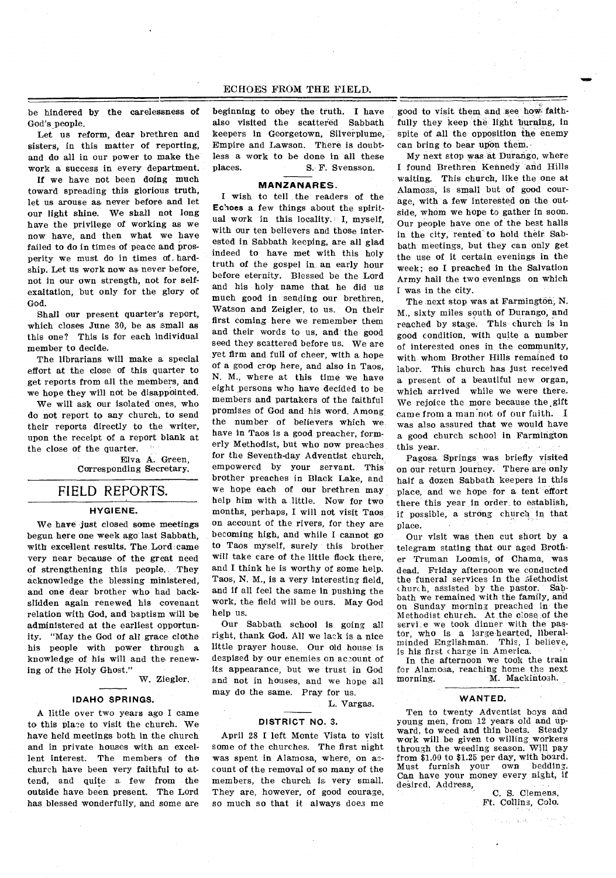be hindered by the carelessness of God's people.

Let us reform, dear brethren and sisters, in this matter of reporting, and do all in our power to make the work a success in every department.

If we have not been doing much toward spreading this glorious truth, let us arouse as never before and let our light shine. We shall not long have the privilege of working as we now have, and then what we have failed to do in times of peace and prosperity we must do in times of hardship. Let us work now as never before, not in our own strength, not for self-exaltation, but only for the glory of God.

Shall our present quarter's report, which closes June 30, be as small as this one? This is for each individual member to decide.

The librarians will make a special effort at the close of this quarter to get reports from all the members, and we hope they will not be disappointed.

We will ask our isolated ones, who do not report to any church, to send their reports directly to the writer, upon the receipt of a report blank at the close of the quarter.

Elva A. Green,
Corresponding Secretary.

## FIELD REPORTS.

### HYGIENE.

We have just closed some meetings begun here one week ago last Sabbath, with excellent results. The Lord came very near because of the great need of strengthening this people. They acknowledge the blessing ministered, and one dear brother who had backslidden again renewed his covenant relation with God, and baptism will be administered at the earliest opportunity. "May the God of all grace clothe his people with power through a knowledge of his will and the renewing of the Holy Ghost."

W. Ziegler.

### IDAHO SPRINGS.

A little over two years ago I came to this place to visit the church. We have held meetings both in the church and in private houses with an excellent interest. The members of the church have been very faithful to attend, and quite a few from the outside have been present. The Lord has blessed wonderfully, and some are beginning to obey the truth. I have also visited the scattered Sabbath keepers in Georgetown, Silverplume, Empire and Lawson. There is doubtless a work to be done in all these places.

S. F. Svensson.

### MANZANARES.

I wish to tell the readers of the Echoes a few things about the spiritual work in this locality. I, myself, with our ten believers and those interested in Sabbath keeping, are all glad indeed to have met with this holy truth of the gospel in an early hour before eternity. Blessed be the Lord and his holy name that he did us much good in sending our brethren, Watson and Zeigler, to us. On their first coming here we remember them and their words to us, and the good seed they scattered before us. We are yet firm and full of cheer, with a hope of a good crop here, and also in Taos, N. M., where at this time we have eight persons who have decided to be members and partakers of the faithful promises of God and his word. Among the number of believers which we have in Taos is a good preacher, formerly Methodist, but who now preaches for the Seventh-day Adventist church, empowered by your servant. This brother preaches in Black Lake, and we hope each of our brethren may help him with a little. Now for two months, perhaps, I will not visit Taos on account of the rivers, for they are becoming high, and while I cannot go to Taos myself, surely this brother will take care of the little flock there, and I think he is worthy of some help. Taos, N. M., is a very interesting field, and if all feel the same in pushing the work, the field will be ours. May God help us.

Our Sabbath school is going all right, thank God. All we lack is a nice little prayer house. Our old house is despised by our enemies on account of its appearance, but we trust in God and not in houses, and we hope all may do the same. Pray for us.

L. Vargas.

### DISTRICT NO. 3.

April 28 I left Monte Vista to visit some of the churches. The first night was spent in Alamosa, where, on account of the removal of so many of the members, the church is very small. They are, however, of good courage, so much so that it always does me good to visit them and see how faithfully they keep the light burning, in spite of all the opposition the enemy can bring to bear upon them.

My next stop was at Durango, where I found Brethren Kennedy and Hills waiting. This church, like the one at Alamosa, is small but of good courage, with a few interested on the outside, whom we hope to gather in soon. Our people have one of the best halls in the city, rented to hold their Sabbath meetings, but they can only get the use of it certain evenings in the week; so I preached in the Salvation Army hall the two evenings on which I was in the city.

The next stop was at Farmington, N. M., sixty miles south of Durango, and reached by stage. This church is in good condition, with quite a number of interested ones in the community, with whom Brother Hills remained to labor. This church has just received a present of a beautiful new organ, which arrived while we were there. We rejoice the more because the gift came from a man not of our faith. I was also assured that we would have a good church school in Farmington this year.

Pagosa Springs was briefly visited on our return journey. There are only half a dozen Sabbath keepers in this place, and we hope for a tent effort there this year in order to establish, if possible, a strong church in that place.

Our visit was then cut short by a telegram stating that our aged Brother Truman Loomis, of Chama, was dead. Friday afternoon we conducted the funeral services in the Methodist church, assisted by the pastor. Sabbath we remained with the family, and on Sunday morning preached in the Methodist church. At the close of the service we took dinner with the pastor, who is a large-hearted, liberal-minded Englishman. This, I believe, is his first charge in America.

In the afternoon we took the train for Alamosa, reaching home the next morning.

M. Mackintosh.

### WANTED.

Ten to twenty Adventist boys and young men, from 12 years old and upward, to weed and thin beets. Steady work will be given to willing workers through the weeding season. Will pay from $1.00 to $1.25 per day, with board. Must furnish your own bedding. Can have your money every night, if desired. Address,

C. S. Clemens,
Ft. Collins, Colo.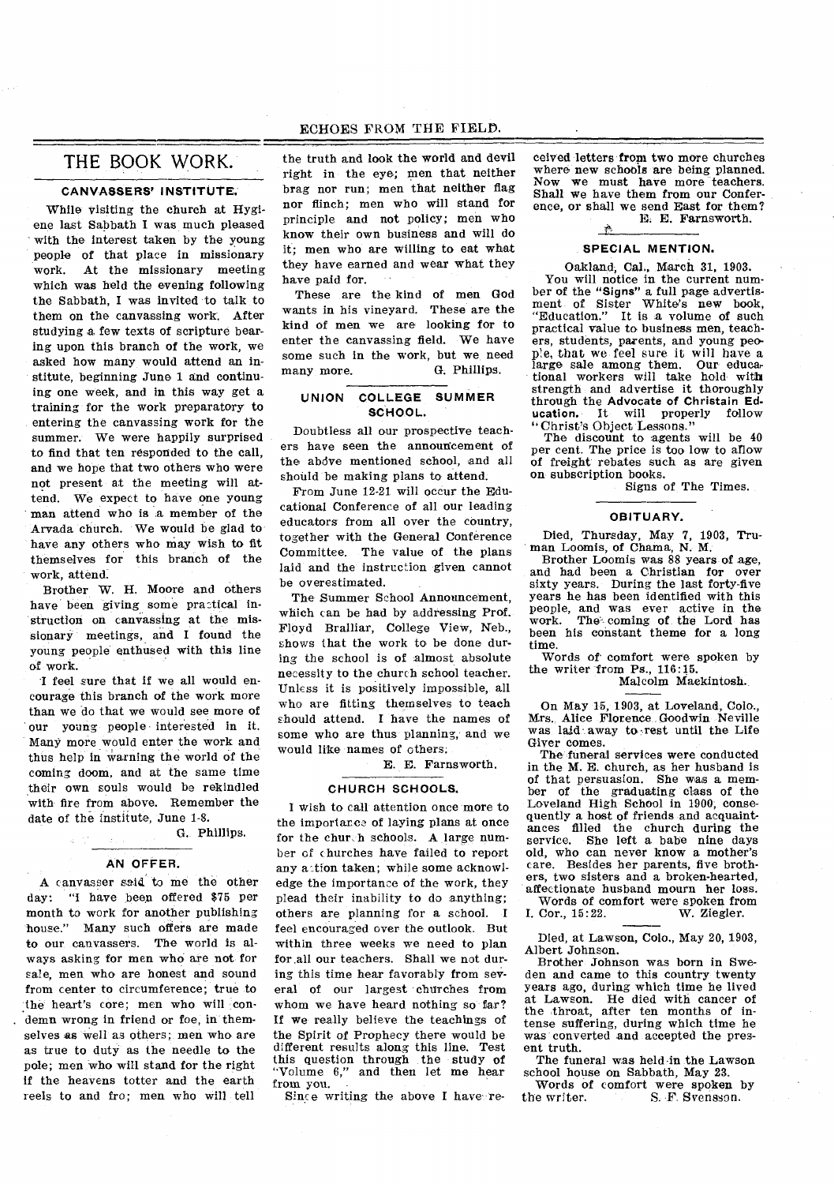## THE BOOK WORK.

### CANVASSERS' INSTITUTE.

While visiting the church at Hygiene last Sabbath I was much pleased with the interest taken by the young people of that place in missionary work. At the missionary meeting which was held the evening following the Sabbath, I was invited to talk to them on the canvassing work. After studying a few texts of scripture bearing upon this branch of the work, we asked how many would attend an institute, beginning June 1 and continuing one week, and in this way get a training for the work preparatory to entering the canvassing work for the summer. We were happily surprised to find that ten responded to the call, and we hope that two others who were not present at the meeting will attend. We expect to have one young man attend who is a member of the Arvada church. We would be glad to have any others who may wish to fit themselves for this branch of the work, attend.

Brother W. H. Moore and others have been giving some practical instruction on canvassing at the missionary meetings, and I found the young people enthused with this line of work.

I feel sure that if we all would encourage this branch of the work more than we do that we would see more of our young people interested in it. Many more would enter the work and thus help in warning the world of the coming doom, and at the same time their own souls would be rekindled with fire from above. Remember the date of the institute, June 1-8.

G. Phillips.

### AN OFFER.

A canvasser said to me the other day: "I have been offered $75 per month to work for another publishing house." Many such offers are made to our canvassers. The world is always asking for men who are not for sale, men who are honest and sound from center to circumference; true to the heart's core; men who will condemn wrong in friend or foe, in themselves as well as others; men who are as true to duty as the needle to the pole; men who will stand for the right if the heavens totter and the earth reels to and fro; men who will tell the truth and look the world and devil right in the eye; men that neither brag nor run; men that neither flag nor flinch; men who will stand for principle and not policy; men who know their own business and will do it; men who are willing to eat what they have earned and wear what they have paid for.

These are the kind of men God wants in his vineyard. These are the kind of men we are looking for to enter the canvassing field. We have some such in the work, but we need many more.

G. Phillips.

### UNION COLLEGE SUMMER SCHOOL.

Doubtless all our prospective teachers have seen the announcement of the above mentioned school, and all should be making plans to attend.

From June 12-21 will occur the Educational Conference of all our leading educators from all over the country, together with the General Conference Committee. The value of the plans laid and the instruction given cannot be overestimated.

The Summer School Announcement, which can be had by addressing Prof. Floyd Bralliar, College View, Neb., shows that the work to be done during the school is of almost absolute necessity to the church school teacher. Unless it is positively impossible, all who are fitting themselves to teach should attend. I have the names of some who are thus planning, and we would like names of others.

E. E. Farnsworth.

### CHURCH SCHOOLS.

I wish to call attention once more to the importance of laying plans at once for the church schools. A large number of churches have failed to report any action taken; while some acknowledge the importance of the work, they plead their inability to do anything; others are planning for a school. I feel encouraged over the outlook. But within three weeks we need to plan for all our teachers. Shall we not during this time hear favorably from several of our largest churches from whom we have heard nothing so far? If we really believe the teachings of the Spirit of Prophecy there would be different results along this line. Test this question through the study of "Volume 6," and then let me hear from you.

Since writing the above I have received letters from two more churches where new schools are being planned. Now we must have more teachers. Shall we have them from our Conference, or shall we send East for them?

E. E. Farnsworth.

### SPECIAL MENTION.

Oakland, Cal., March 31, 1903.

You will notice in the current number of the **"Signs"** a full page advertisment of Sister White's new book, "Education." It is a volume of such practical value to business men, teachers, students, parents, and young people, that we feel sure it will have a large sale among them. Our educational workers will take hold with strength and advertise it thoroughly through the **Advocate of Christain Education.** It will properly follow "Christ's Object Lessons."

The discount to agents will be 40 per cent. The price is too low to allow of freight rebates such as are given on subscription books.

Signs of The Times.

### OBITUARY.

Died, Thursday, May 7, 1903, Truman Loomis, of Chama, N. M.

Brother Loomis was 88 years of age, and had been a Christian for over sixty years. During the last forty-five years he has been identified with this people, and was ever active in the work. The coming of the Lord has been his constant theme for a long time.

Words of comfort were spoken by the writer from Ps., 116:15.

Malcolm Mackintosh.

On May 15, 1903, at Loveland, Colo., Mrs. Alice Florence Goodwin Neville was laid away to rest until the Life Giver comes.

The funeral services were conducted in the M. E. church, as her husband is of that persuasion. She was a member of the graduating class of the Loveland High School in 1900, consequently a host of friends and acquaintances filled the church during the service. She left a babe nine days old, who can never know a mother's care. Besides her parents, five brothers, two sisters and a broken-hearted, affectionate husband mourn her loss.

Words of comfort were spoken from I. Cor., 15:22.

W. Ziegler.

Died, at Lawson, Colo., May 20, 1903, Albert Johnson.

Brother Johnson was born in Sweden and came to this country twenty years ago, during which time he lived at Lawson. He died with cancer of the throat, after ten months of intense suffering, during which time he was converted and accepted the present truth.

The funeral was held in the Lawson school house on Sabbath, May 23.

Words of comfort were spoken by the writer.

S. F. Svensson.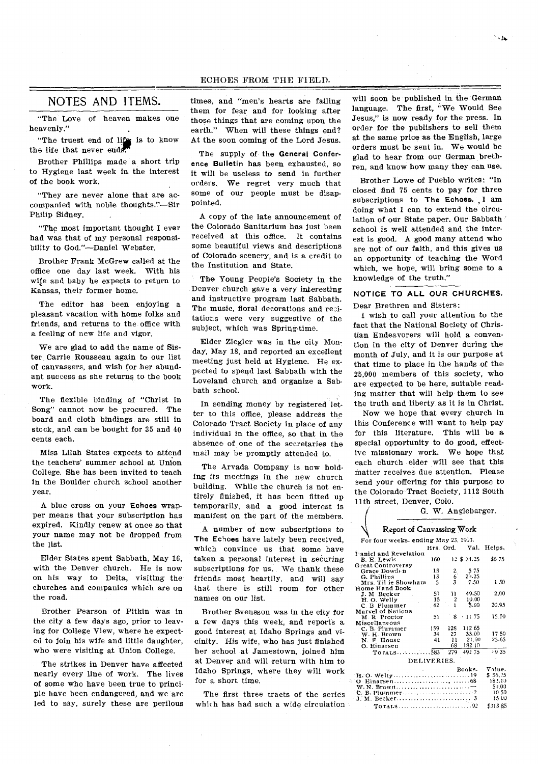## NOTES AND ITEMS.

"The Love of heaven makes one heavenly."

"The truest end of life is to know the life that never ends."

Brother Phillips made a short trip to Hygiene last week in the interest of the book work.

"They are never alone that are accompanied with noble thoughts."—Sir Philip Sidney.

"The most important thought I ever had was that of my personal responsibility to God."—Daniel Webster.

Brother Frank McGrew called at the office one day last week. With his wife and baby he expects to return to Kansas, their former home.

The editor has been enjoying a pleasant vacation with home folks and friends, and returns to the office with a feeling of new life and vigor.

We are glad to add the name of Sister Carrie Rousseau again to our list of canvassers, and wish for her abundant success as she returns to the book work.

The flexible binding of "Christ in Song" cannot now be procured. The board and cloth bindings are still in stock, and can be bought for 35 and 40 cents each.

Miss Lilah States expects to attend the teachers' summer school at Union College. She has been invited to teach in the Boulder church school another year.

A blue cross on your **Echoes** wrapper means that your subscription has expired. Kindly renew at once so that your name may not be dropped from the list.

Elder States spent Sabbath, May 16, with the Denver church. He is now on his way to Delta, visiting the churches and companies which are on the road.

Brother Pearson of Pitkin was in the city a few days ago, prior to leaving for College View, where he expected to join his wife and little daughter, who were visiting at Union College.

The strikes in Denver have affected nearly every line of work. The lives of some who have been true to principle have been endangered, and we are led to say, surely these are perilous times, and "men's hearts are failing them for fear and for looking after those things that are coming upon the earth." When will these things end? At the soon coming of the Lord Jesus.

The supply of the **General Conference Bulletin** has been exhausted, so it will be useless to send in further orders. We regret very much that some of our people must be disappointed.

A copy of the late announcement of the Colorado Sanitarium has just been received at this office. It contains some beautiful views and descriptions of Colorado scenery, and is a credit to the Institution and State.

The Young People's Society in the Denver church gave a very interesting and instructive program last Sabbath. The music, floral decorations and recitations were very suggestive of the subject, which was Spring-time.

Elder Ziegler was in the city Monday, May 18, and reported an excellent meeting just held at Hygiene. He expected to spend last Sabbath with the Loveland church and organize a Sabbath school.

In sending money by registered letter to this office, please address the Colorado Tract Society in place of any individual in the office, so that in the absence of one of the secretaries the mail may be promptly attended to.

The Arvada Company is now holding its meetings in the new church building. While the church is not entirely finished, it has been fitted up temporarily, and a good interest is manifest on the part of the members.

A number of new subscriptions to **The Echoes** have lately been received, which convince us that some have taken a personal interest in securing subscriptions for us. We thank these friends most heartily, and will say that there is still room for other names on our list.

Brother Svensson was in the city for a few days this week, and reports a good interest at Idaho Springs and vicinity. His wife, who has just finished her school at Jamestown, joined him at Denver and will return with him to Idaho Springs, where they will work for a short time.

The first three tracts of the series which has had such a wide circulation will soon be published in the German language. The first, "We Would See Jesus," is now ready for the press. In order for the publishers to sell them at the same price as the English, large orders must be sent in. We would be glad to hear from our German brethren, and know how many they can use.

Brother Lowe of Pueblo writes: "In closed find 75 cents to pay for three subscriptions to **The Echoes.** I am doing what I can to extend the circulation of our State paper. Our Sabbath school is well attended and the interest is good. A good many attend who are not of our faith, and this gives us an opportunity of teaching the Word which, we hope, will bring some to a knowledge of the truth."

### NOTICE TO ALL OUR CHURCHES.

Dear Brethren and Sisters:

I wish to call your attention to the fact that the National Society of Christian Endeavorers will hold a convention in the city of Denver during the month of July, and it is our purpose at that time to place in the hands of the 25,000 members of this society, who are expected to be here, suitable reading matter that will help them to see the truth and liberty as it is in Christ.

Now we hope that every church in this Conference will want to help pay for this literature. This will be a special opportunity to do good, effective missionary work. We hope that each church elder will see that this matter receives due attention. Please send your offering for this purpose to the Colorado Tract Society, 1112 South 11th street, Denver, Colo.

G. W. Anglebarger.

### Report of Canvassing Work

For four weeks. ending May 23, 1903.

| | Hrs. | Ord. | Val. | Helps. |
|---|---|---|---|---|
| Daniel and Revelation | | | | |
| B. E. Lewis | 160 | 12 | $ 34.25 | $6 75 |
| Great Controversy | | | | |
| Grace Dowden | 18 | 2 | 5 75 | |
| G. Phillips | 13 | 6 | 20.25 | |
| Mrs. Tillie Showham | 5 | 3 | 7.50 | 1 50 |
| Home Hand Book | | | | |
| J. M. Becker | 50 | 11 | 49.50 | 2.00 |
| H. O. Welty | 15 | 2 | 10.00 | |
| C. B. Plummer | 42 | 1 | 5.00 | 20.95 |
| Marvel of Nations | | | | |
| M. R. Proctor | 51 | 8 | 11 75 | 15.00 |
| Miscellaneous | | | | |
| C. B. Plummer | 159 | 128 | 112 65 | |
| W. H. Brown | 34 | 27 | 33.00 | 17 50 |
| N. F. House | 41 | 11 | 21.00 | 25.65 |
| O. Einarsen | | 68 | 182.10 | |
| TOTALS | 583 | 279 | 492 75 | 89 35 |

DELIVERIES.

| | Books. | Value. |
|---|---|---|
| H. O. Welty | 19 | $ 56.25 |
| O. Einarsen | 68 | 182.10 |
| W. N. Brown | — | 50.00 |
| C. B. Plummer | 2 | 10 50 |
| J. M. Becker | 3 | 15 00 |
| TOTALS | 92 | $313 85 |